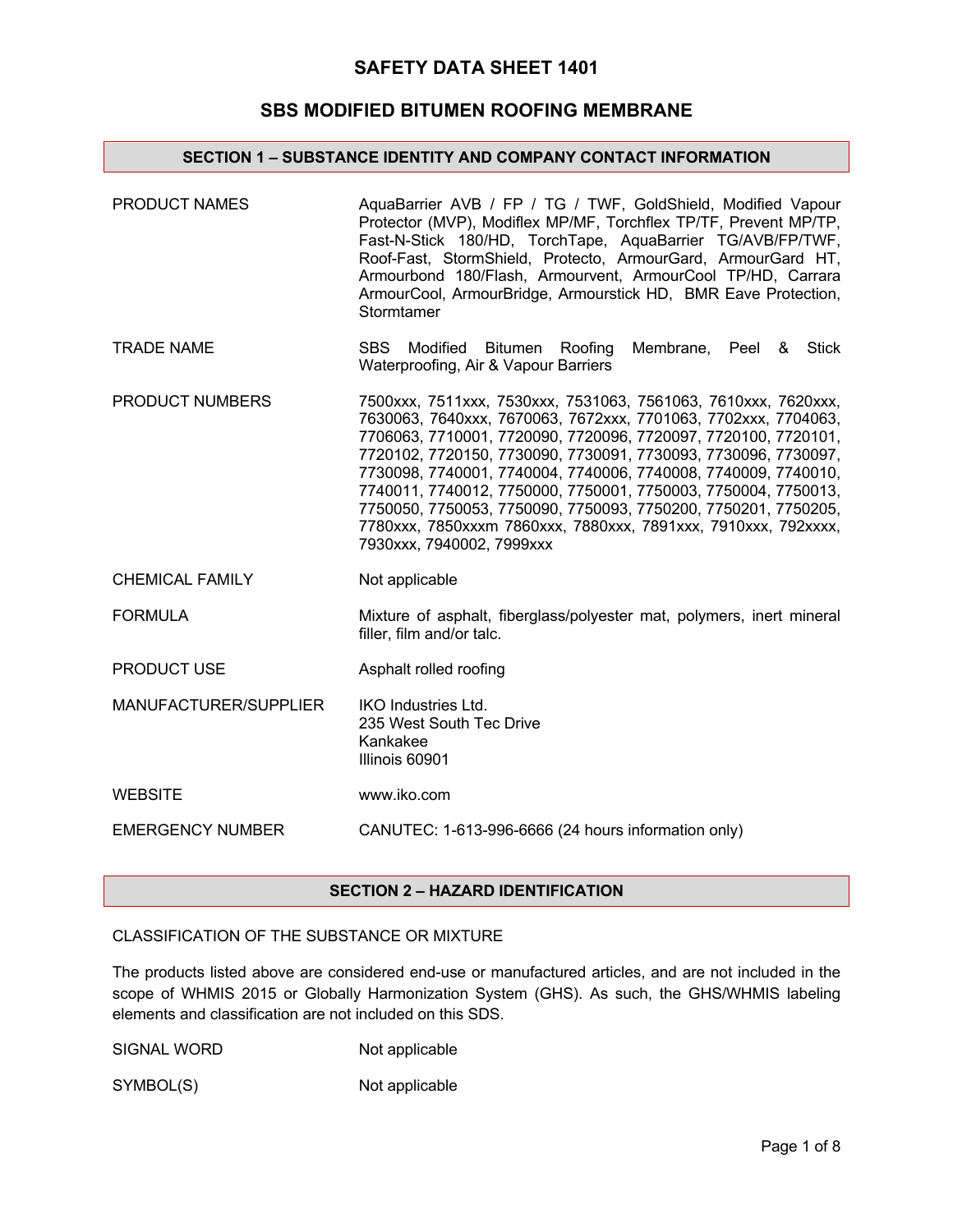# SAFETY DATA SHEET 1401

# SBS MODIFIED BITUMEN ROOFING MEMBRANE

## SECTION 1 – SUBSTANCE IDENTITY AND COMPANY CONTACT INFORMATION

| | |
|---|---|
| PRODUCT NAMES | AquaBarrier AVB / FP / TG / TWF, GoldShield, Modified Vapour Protector (MVP), Modiflex MP/MF, Torchflex TP/TF, Prevent MP/TP, Fast-N-Stick 180/HD, TorchTape, AquaBarrier TG/AVB/FP/TWF, Roof-Fast, StormShield, Protecto, ArmourGard, ArmourGard HT, Armourbond 180/Flash, Armourvent, ArmourCool TP/HD, Carrara ArmourCool, ArmourBridge, Armourstick HD, BMR Eave Protection, Stormtamer |
| TRADE NAME | SBS Modified Bitumen Roofing Membrane, Peel & Stick Waterproofing, Air & Vapour Barriers |
| PRODUCT NUMBERS | 7500xxx, 7511xxx, 7530xxx, 7531063, 7561063, 7610xxx, 7620xxx, 7630063, 7640xxx, 7670063, 7672xxx, 7701063, 7702xxx, 7704063, 7706063, 7710001, 7720090, 7720096, 7720097, 7720100, 7720101, 7720102, 7720150, 7730090, 7730091, 7730093, 7730096, 7730097, 7730098, 7740001, 7740004, 7740006, 7740008, 7740009, 7740010, 7740011, 7740012, 7750000, 7750001, 7750003, 7750004, 7750013, 7750050, 7750053, 7750090, 7750093, 7750200, 7750201, 7750205, 7780xxx, 7850xxxm 7860xxx, 7880xxx, 7891xxx, 7910xxx, 792xxxx, 7930xxx, 7940002, 7999xxx |
| CHEMICAL FAMILY | Not applicable |
| FORMULA | Mixture of asphalt, fiberglass/polyester mat, polymers, inert mineral filler, film and/or talc. |
| PRODUCT USE | Asphalt rolled roofing |
| MANUFACTURER/SUPPLIER | IKO Industries Ltd.<br>235 West South Tec Drive<br>Kankakee<br>Illinois 60901 |
| WEBSITE | www.iko.com |
| EMERGENCY NUMBER | CANUTEC: 1-613-996-6666 (24 hours information only) |

## SECTION 2 – HAZARD IDENTIFICATION

CLASSIFICATION OF THE SUBSTANCE OR MIXTURE

The products listed above are considered end-use or manufactured articles, and are not included in the scope of WHMIS 2015 or Globally Harmonization System (GHS). As such, the GHS/WHMIS labeling elements and classification are not included on this SDS.

| | |
|---|---|
| SIGNAL WORD | Not applicable |
| SYMBOL(S) | Not applicable |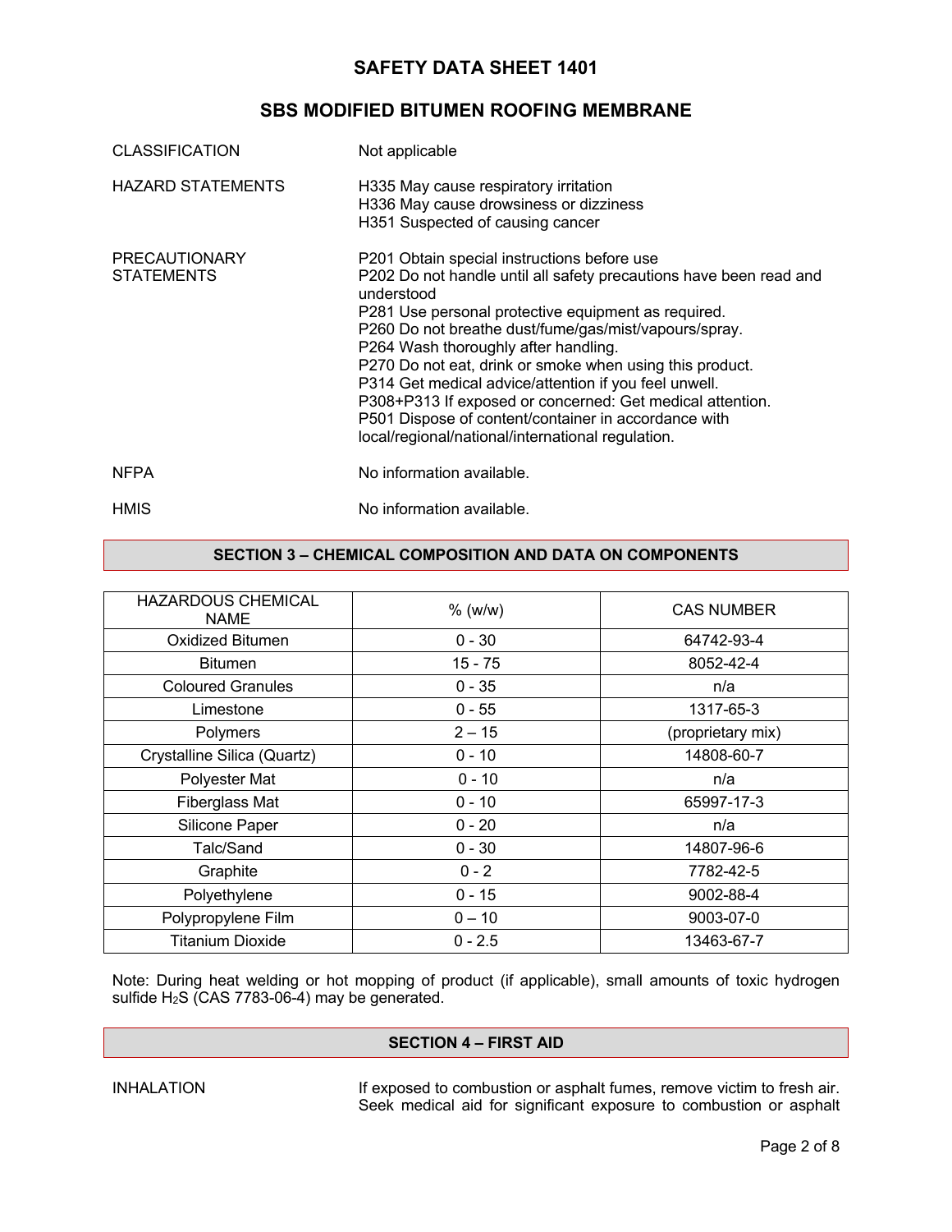# SAFETY DATA SHEET 1401

## SBS MODIFIED BITUMEN ROOFING MEMBRANE

CLASSIFICATION: Not applicable

HAZARD STATEMENTS:
H335 May cause respiratory irritation
H336 May cause drowsiness or dizziness
H351 Suspected of causing cancer

PRECAUTIONARY STATEMENTS:
P201 Obtain special instructions before use
P202 Do not handle until all safety precautions have been read and understood
P281 Use personal protective equipment as required.
P260 Do not breathe dust/fume/gas/mist/vapours/spray.
P264 Wash thoroughly after handling.
P270 Do not eat, drink or smoke when using this product.
P314 Get medical advice/attention if you feel unwell.
P308+P313 If exposed or concerned: Get medical attention.
P501 Dispose of content/container in accordance with local/regional/national/international regulation.

NFPA: No information available.

HMIS: No information available.

## SECTION 3 – CHEMICAL COMPOSITION AND DATA ON COMPONENTS

| HAZARDOUS CHEMICAL NAME | % (w/w) | CAS NUMBER |
| --- | --- | --- |
| Oxidized Bitumen | 0 - 30 | 64742-93-4 |
| Bitumen | 15 - 75 | 8052-42-4 |
| Coloured Granules | 0 - 35 | n/a |
| Limestone | 0 - 55 | 1317-65-3 |
| Polymers | 2 – 15 | (proprietary mix) |
| Crystalline Silica (Quartz) | 0 - 10 | 14808-60-7 |
| Polyester Mat | 0 - 10 | n/a |
| Fiberglass Mat | 0 - 10 | 65997-17-3 |
| Silicone Paper | 0 - 20 | n/a |
| Talc/Sand | 0 - 30 | 14807-96-6 |
| Graphite | 0 - 2 | 7782-42-5 |
| Polyethylene | 0 - 15 | 9002-88-4 |
| Polypropylene Film | 0 – 10 | 9003-07-0 |
| Titanium Dioxide | 0 - 2.5 | 13463-67-7 |

Note: During heat welding or hot mopping of product (if applicable), small amounts of toxic hydrogen sulfide $H_2S$ (CAS 7783-06-4) may be generated.

## SECTION 4 – FIRST AID

INHALATION: If exposed to combustion or asphalt fumes, remove victim to fresh air. Seek medical aid for significant exposure to combustion or asphalt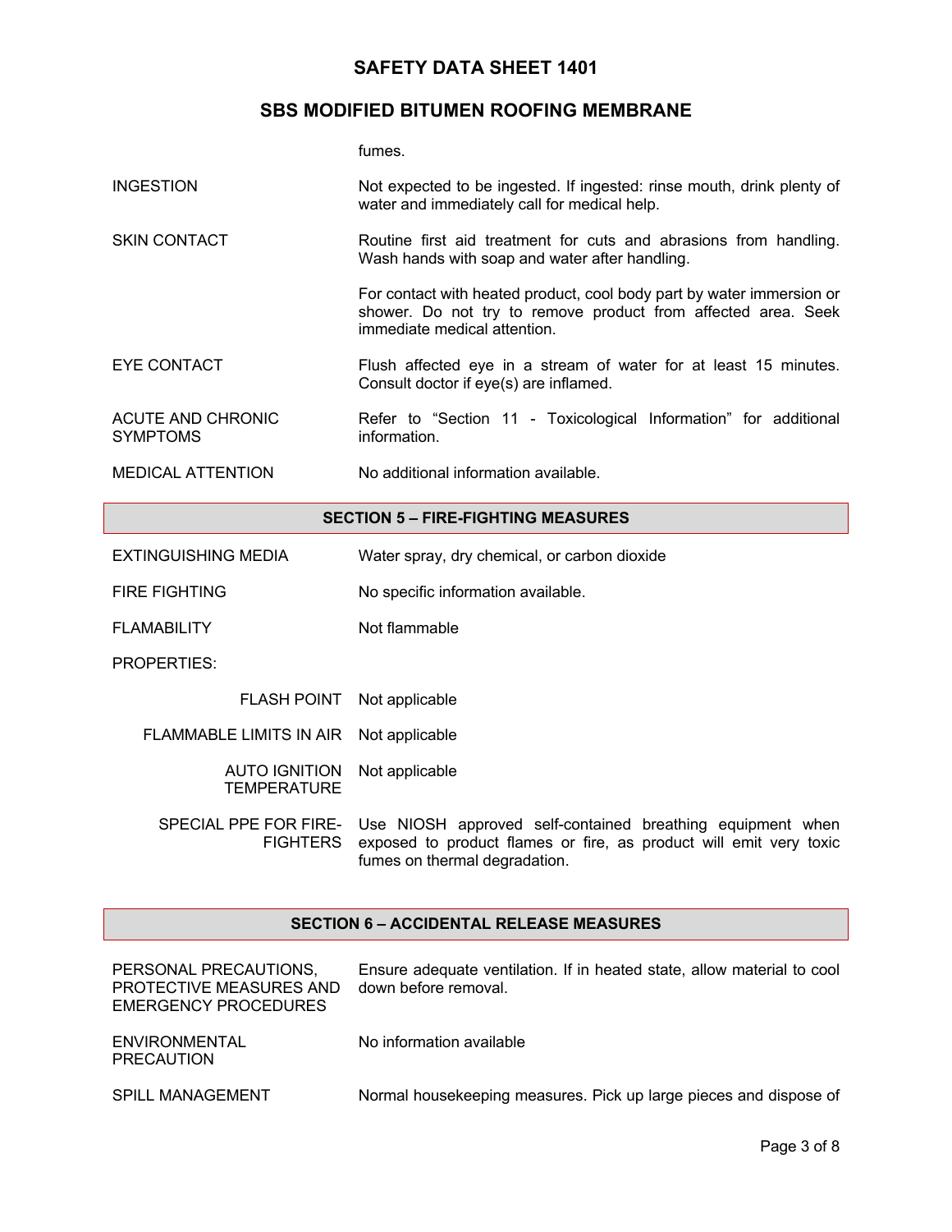fumes.

| | |
|---|---|
| INGESTION | Not expected to be ingested. If ingested: rinse mouth, drink plenty of water and immediately call for medical help. |
| SKIN CONTACT | Routine first aid treatment for cuts and abrasions from handling. Wash hands with soap and water after handling.<br><br>For contact with heated product, cool body part by water immersion or shower. Do not try to remove product from affected area. Seek immediate medical attention. |
| EYE CONTACT | Flush affected eye in a stream of water for at least 15 minutes. Consult doctor if eye(s) are inflamed. |
| ACUTE AND CHRONIC SYMPTOMS | Refer to "Section 11 - Toxicological Information" for additional information. |
| MEDICAL ATTENTION | No additional information available. |

## SECTION 5 – FIRE-FIGHTING MEASURES

| | |
|---|---|
| EXTINGUISHING MEDIA | Water spray, dry chemical, or carbon dioxide |
| FIRE FIGHTING | No specific information available. |
| FLAMABILITY | Not flammable |
| PROPERTIES: | |
| FLASH POINT | Not applicable |
| FLAMMABLE LIMITS IN AIR | Not applicable |
| AUTO IGNITION TEMPERATURE | Not applicable |
| SPECIAL PPE FOR FIRE-FIGHTERS | Use NIOSH approved self-contained breathing equipment when exposed to product flames or fire, as product will emit very toxic fumes on thermal degradation. |

## SECTION 6 – ACCIDENTAL RELEASE MEASURES

| | |
|---|---|
| PERSONAL PRECAUTIONS, PROTECTIVE MEASURES AND EMERGENCY PROCEDURES | Ensure adequate ventilation. If in heated state, allow material to cool down before removal. |
| ENVIRONMENTAL PRECAUTION | No information available |
| SPILL MANAGEMENT | Normal housekeeping measures. Pick up large pieces and dispose of |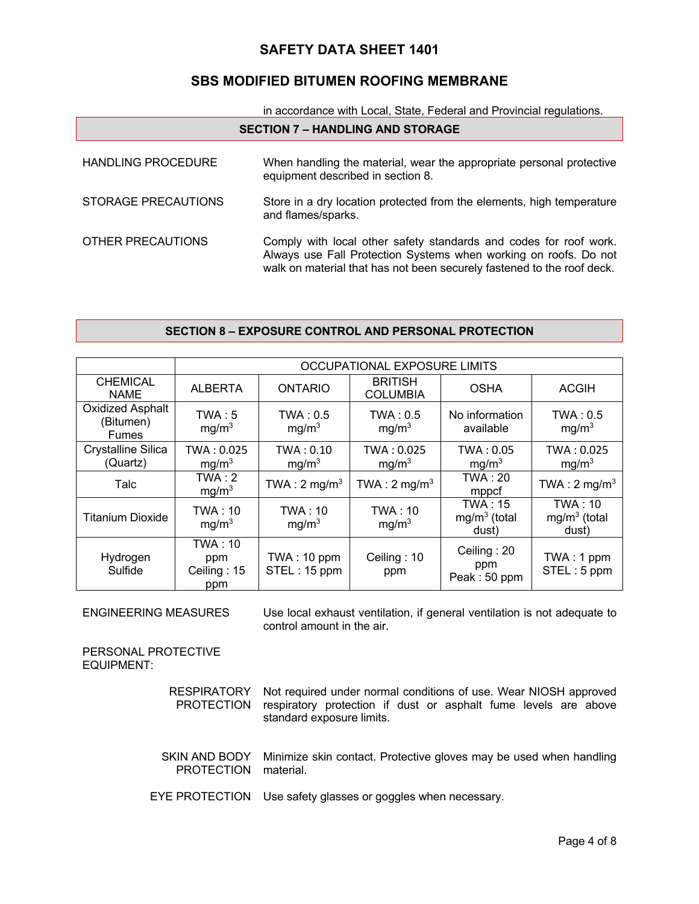in accordance with Local, State, Federal and Provincial regulations.

## SECTION 7 – HANDLING AND STORAGE

HANDLING PROCEDURE — When handling the material, wear the appropriate personal protective equipment described in section 8.

STORAGE PRECAUTIONS — Store in a dry location protected from the elements, high temperature and flames/sparks.

OTHER PRECAUTIONS — Comply with local other safety standards and codes for roof work. Always use Fall Protection Systems when working on roofs. Do not walk on material that has not been securely fastened to the roof deck.

## SECTION 8 – EXPOSURE CONTROL AND PERSONAL PROTECTION

| | OCCUPATIONAL EXPOSURE LIMITS | | | | |
|---|---|---|---|---|---|
| CHEMICAL NAME | ALBERTA | ONTARIO | BRITISH COLUMBIA | OSHA | ACGIH |
| Oxidized Asphalt (Bitumen) Fumes | TWA : 5 mg/m$^3$ | TWA : 0.5 mg/m$^3$ | TWA : 0.5 mg/m$^3$ | No information available | TWA : 0.5 mg/m$^3$ |
| Crystalline Silica (Quartz) | TWA : 0.025 mg/m$^3$ | TWA : 0.10 mg/m$^3$ | TWA : 0.025 mg/m$^3$ | TWA : 0.05 mg/m$^3$ | TWA : 0.025 mg/m$^3$ |
| Talc | TWA : 2 mg/m$^3$ | TWA : 2 mg/m$^3$ | TWA : 2 mg/m$^3$ | TWA : 20 mppcf | TWA : 2 mg/m$^3$ |
| Titanium Dioxide | TWA : 10 mg/m$^3$ | TWA : 10 mg/m$^3$ | TWA : 10 mg/m$^3$ | TWA : 15 mg/m$^3$ (total dust) | TWA : 10 mg/m$^3$ (total dust) |
| Hydrogen Sulfide | TWA : 10 ppm Ceiling : 15 ppm | TWA : 10 ppm STEL : 15 ppm | Ceiling : 10 ppm | Ceiling : 20 ppm Peak : 50 ppm | TWA : 1 ppm STEL : 5 ppm |

ENGINEERING MEASURES — Use local exhaust ventilation, if general ventilation is not adequate to control amount in the air.

PERSONAL PROTECTIVE EQUIPMENT:

RESPIRATORY PROTECTION — Not required under normal conditions of use. Wear NIOSH approved respiratory protection if dust or asphalt fume levels are above standard exposure limits.

SKIN AND BODY PROTECTION — Minimize skin contact. Protective gloves may be used when handling material.

EYE PROTECTION — Use safety glasses or goggles when necessary.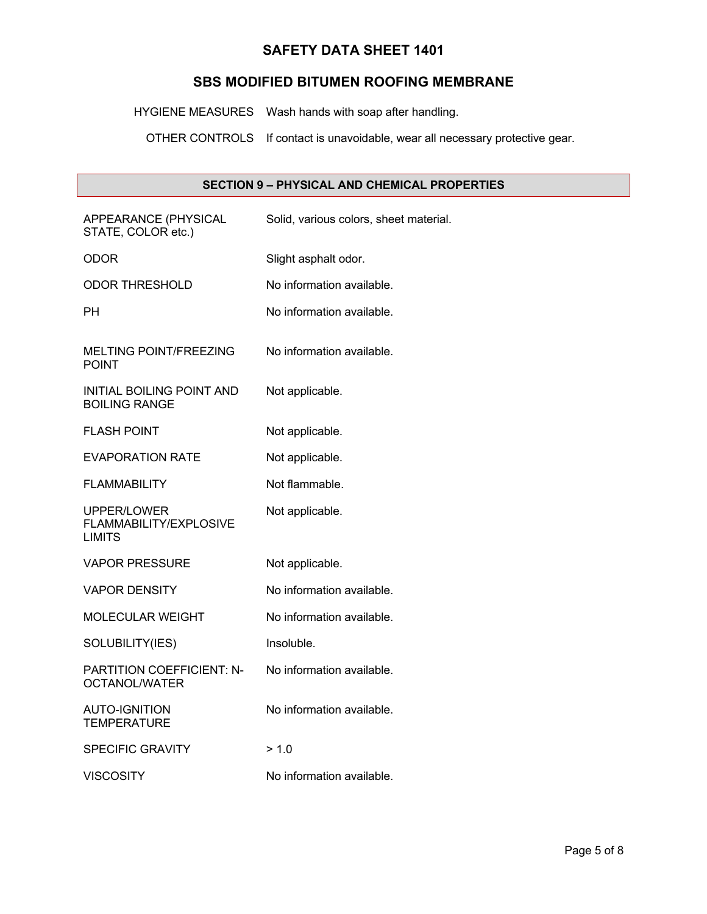| | |
|---|---|
| HYGIENE MEASURES | Wash hands with soap after handling. |
| OTHER CONTROLS | If contact is unavoidable, wear all necessary protective gear. |

## SECTION 9 – PHYSICAL AND CHEMICAL PROPERTIES

| | |
|---|---|
| APPEARANCE (PHYSICAL STATE, COLOR etc.) | Solid, various colors, sheet material. |
| ODOR | Slight asphalt odor. |
| ODOR THRESHOLD | No information available. |
| PH | No information available. |
| MELTING POINT/FREEZING POINT | No information available. |
| INITIAL BOILING POINT AND BOILING RANGE | Not applicable. |
| FLASH POINT | Not applicable. |
| EVAPORATION RATE | Not applicable. |
| FLAMMABILITY | Not flammable. |
| UPPER/LOWER FLAMMABILITY/EXPLOSIVE LIMITS | Not applicable. |
| VAPOR PRESSURE | Not applicable. |
| VAPOR DENSITY | No information available. |
| MOLECULAR WEIGHT | No information available. |
| SOLUBILITY(IES) | Insoluble. |
| PARTITION COEFFICIENT: N-OCTANOL/WATER | No information available. |
| AUTO-IGNITION TEMPERATURE | No information available. |
| SPECIFIC GRAVITY | > 1.0 |
| VISCOSITY | No information available. |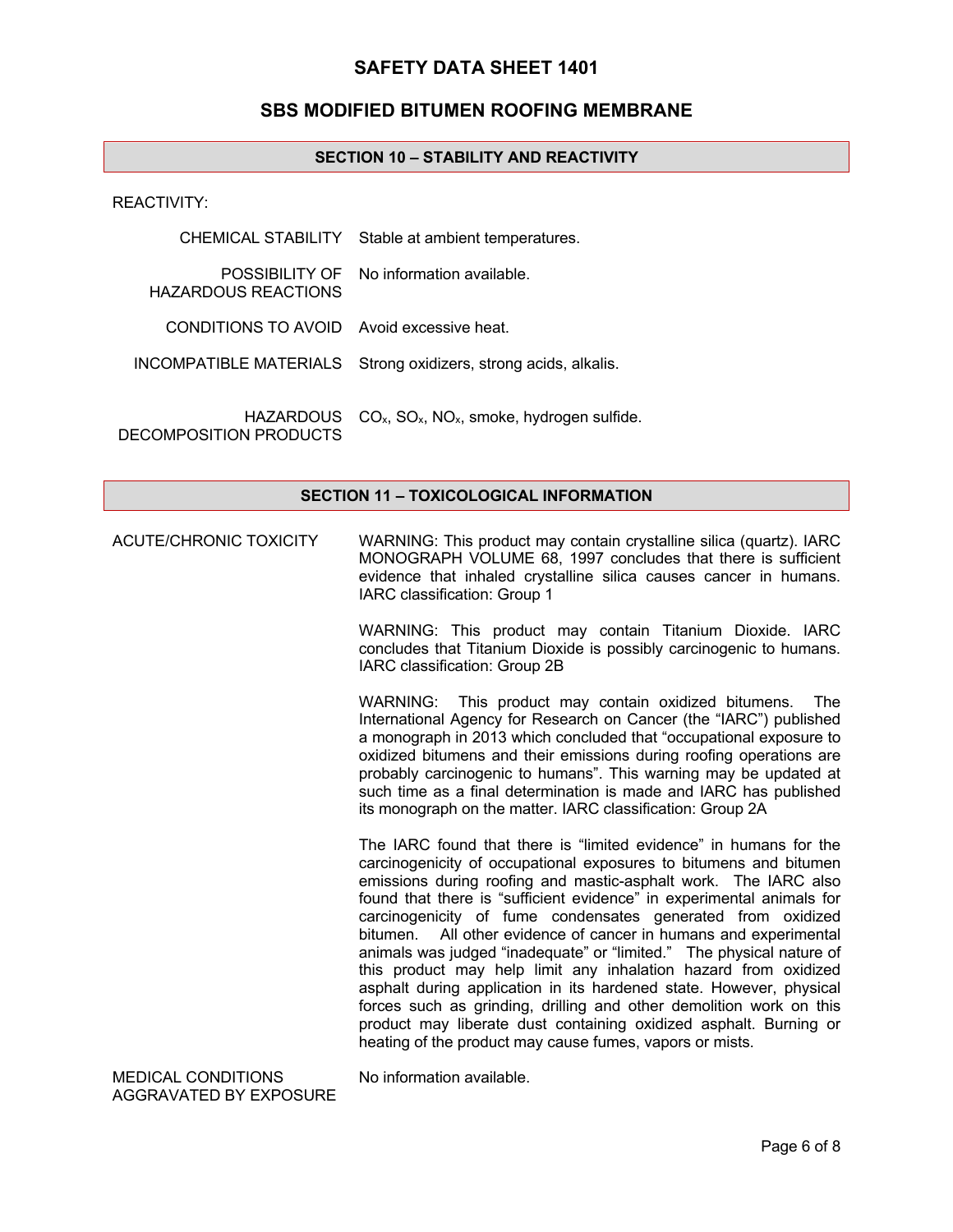# SAFETY DATA SHEET 1401

## SBS MODIFIED BITUMEN ROOFING MEMBRANE

### SECTION 10 – STABILITY AND REACTIVITY

REACTIVITY:

| | |
|---|---|
| CHEMICAL STABILITY | Stable at ambient temperatures. |
| POSSIBILITY OF HAZARDOUS REACTIONS | No information available. |
| CONDITIONS TO AVOID | Avoid excessive heat. |
| INCOMPATIBLE MATERIALS | Strong oxidizers, strong acids, alkalis. |
| HAZARDOUS DECOMPOSITION PRODUCTS | $CO_x$, $SO_x$, $NO_x$, smoke, hydrogen sulfide. |

### SECTION 11 – TOXICOLOGICAL INFORMATION

**ACUTE/CHRONIC TOXICITY**

WARNING: This product may contain crystalline silica (quartz). IARC MONOGRAPH VOLUME 68, 1997 concludes that there is sufficient evidence that inhaled crystalline silica causes cancer in humans. IARC classification: Group 1

WARNING: This product may contain Titanium Dioxide. IARC concludes that Titanium Dioxide is possibly carcinogenic to humans. IARC classification: Group 2B

WARNING: This product may contain oxidized bitumens. The International Agency for Research on Cancer (the "IARC") published a monograph in 2013 which concluded that "occupational exposure to oxidized bitumens and their emissions during roofing operations are probably carcinogenic to humans". This warning may be updated at such time as a final determination is made and IARC has published its monograph on the matter. IARC classification: Group 2A

The IARC found that there is "limited evidence" in humans for the carcinogenicity of occupational exposures to bitumens and bitumen emissions during roofing and mastic-asphalt work. The IARC also found that there is "sufficient evidence" in experimental animals for carcinogenicity of fume condensates generated from oxidized bitumen. All other evidence of cancer in humans and experimental animals was judged "inadequate" or "limited." The physical nature of this product may help limit any inhalation hazard from oxidized asphalt during application in its hardened state. However, physical forces such as grinding, drilling and other demolition work on this product may liberate dust containing oxidized asphalt. Burning or heating of the product may cause fumes, vapors or mists.

**MEDICAL CONDITIONS AGGRAVATED BY EXPOSURE**

No information available.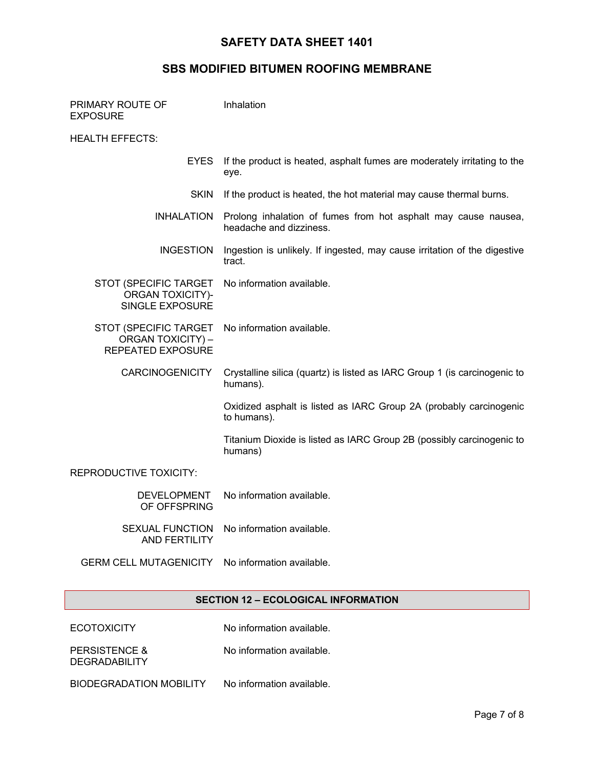**PRIMARY ROUTE OF EXPOSURE** Inhalation

**HEALTH EFFECTS:**

| | |
|---|---|
| EYES | If the product is heated, asphalt fumes are moderately irritating to the eye. |
| SKIN | If the product is heated, the hot material may cause thermal burns. |
| INHALATION | Prolong inhalation of fumes from hot asphalt may cause nausea, headache and dizziness. |
| INGESTION | Ingestion is unlikely. If ingested, may cause irritation of the digestive tract. |
| STOT (SPECIFIC TARGET ORGAN TOXICITY)- SINGLE EXPOSURE | No information available. |
| STOT (SPECIFIC TARGET ORGAN TOXICITY) – REPEATED EXPOSURE | No information available. |
| CARCINOGENICITY | Crystalline silica (quartz) is listed as IARC Group 1 (is carcinogenic to humans).<br><br>Oxidized asphalt is listed as IARC Group 2A (probably carcinogenic to humans).<br><br>Titanium Dioxide is listed as IARC Group 2B (possibly carcinogenic to humans) |

**REPRODUCTIVE TOXICITY:**

| | |
|---|---|
| DEVELOPMENT OF OFFSPRING | No information available. |
| SEXUAL FUNCTION AND FERTILITY | No information available. |
| GERM CELL MUTAGENICITY | No information available. |

## SECTION 12 – ECOLOGICAL INFORMATION

| | |
|---|---|
| ECOTOXICITY | No information available. |
| PERSISTENCE & DEGRADABILITY | No information available. |
| BIODEGRADATION MOBILITY | No information available. |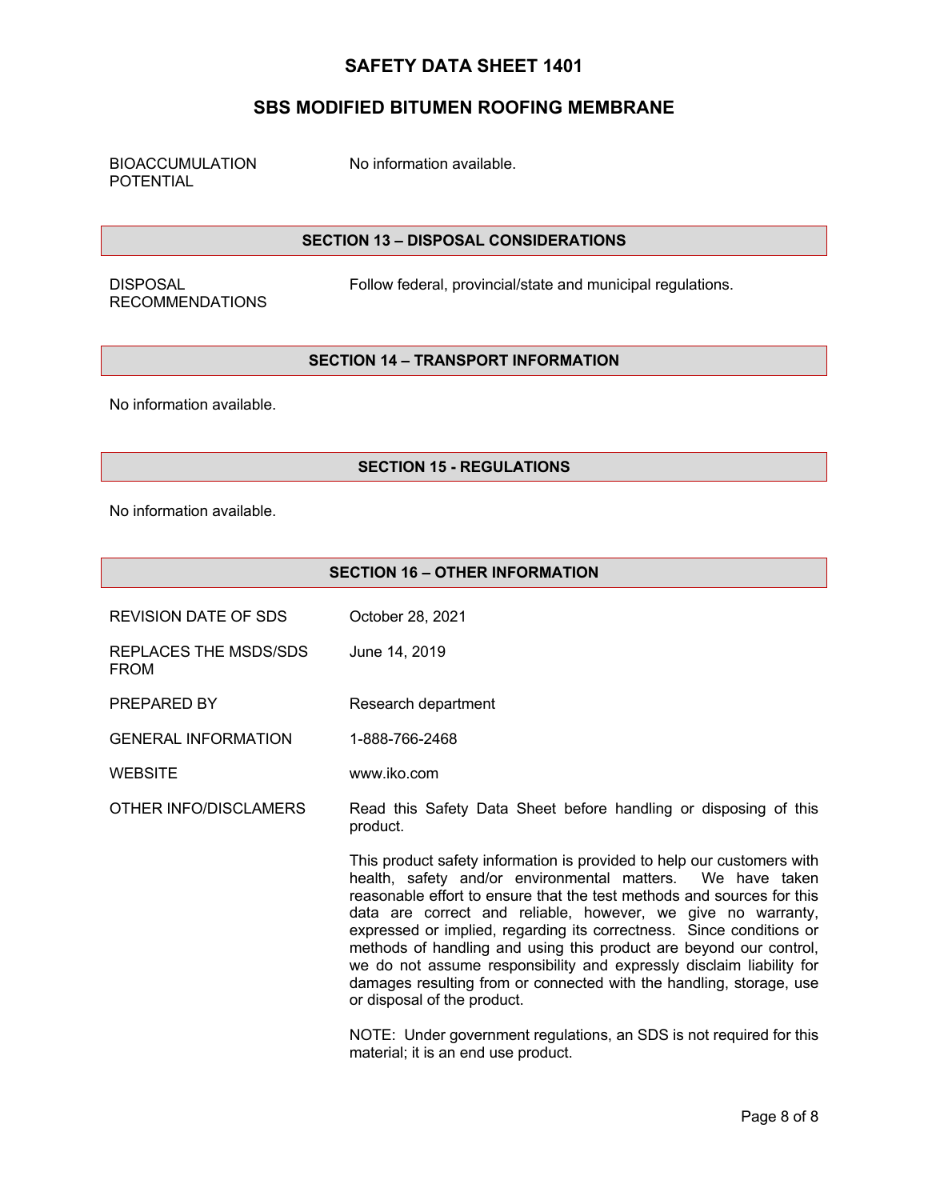| | |
|---|---|
| BIOACCUMULATION POTENTIAL | No information available. |

## SECTION 13 – DISPOSAL CONSIDERATIONS

| | |
|---|---|
| DISPOSAL RECOMMENDATIONS | Follow federal, provincial/state and municipal regulations. |

## SECTION 14 – TRANSPORT INFORMATION

No information available.

## SECTION 15 - REGULATIONS

No information available.

## SECTION 16 – OTHER INFORMATION

| | |
|---|---|
| REVISION DATE OF SDS | October 28, 2021 |
| REPLACES THE MSDS/SDS FROM | June 14, 2019 |
| PREPARED BY | Research department |
| GENERAL INFORMATION | 1-888-766-2468 |
| WEBSITE | www.iko.com |
| OTHER INFO/DISCLAMERS | Read this Safety Data Sheet before handling or disposing of this product. |

This product safety information is provided to help our customers with health, safety and/or environmental matters. We have taken reasonable effort to ensure that the test methods and sources for this data are correct and reliable, however, we give no warranty, expressed or implied, regarding its correctness. Since conditions or methods of handling and using this product are beyond our control, we do not assume responsibility and expressly disclaim liability for damages resulting from or connected with the handling, storage, use or disposal of the product.

NOTE: Under government regulations, an SDS is not required for this material; it is an end use product.